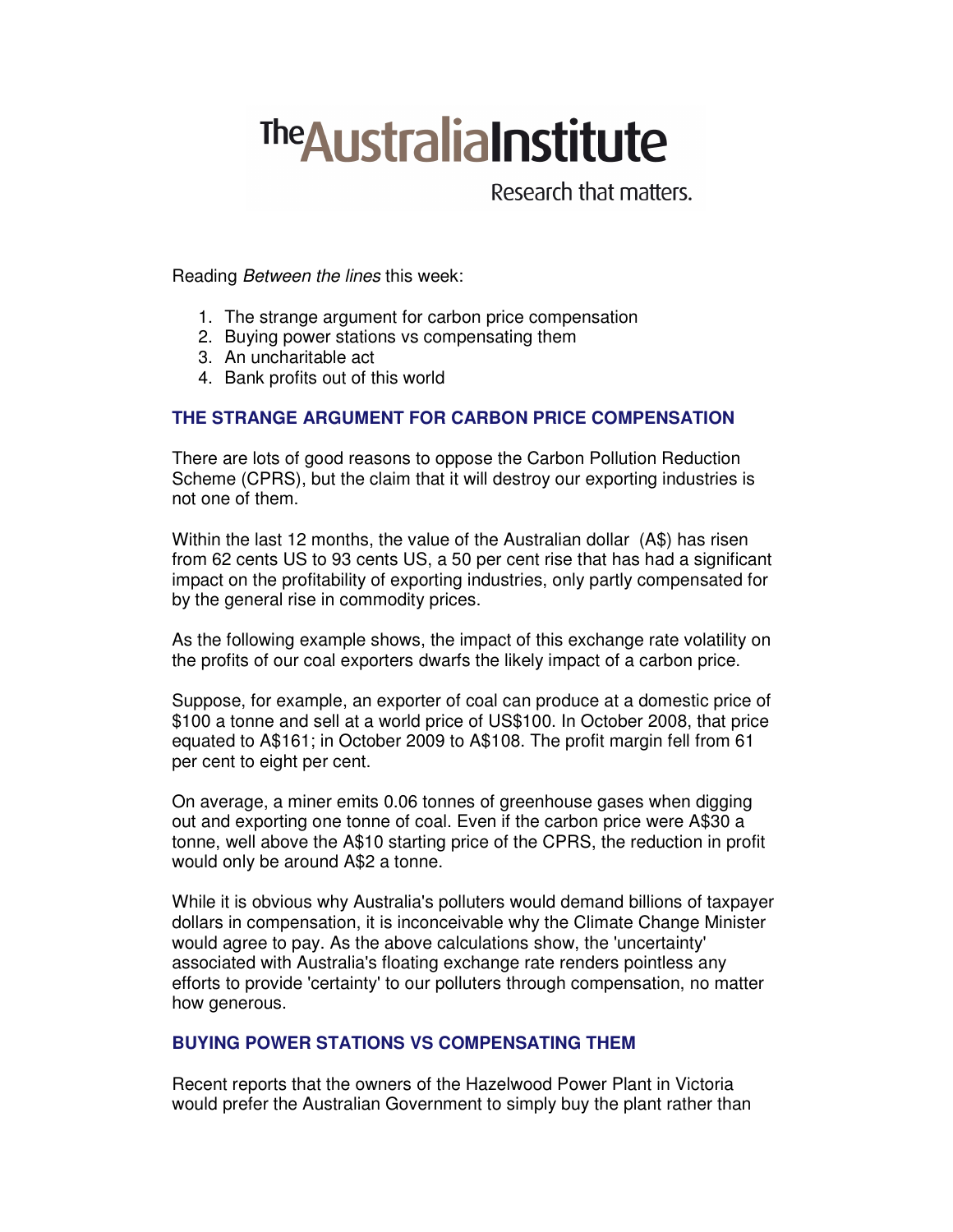# The Australia Institute

Research that matters.

Reading *Between the lines* this week:

1. The strange argument for carbon price compensation
2. Buying power stations vs compensating them
3. An uncharitable act
4. Bank profits out of this world

## THE STRANGE ARGUMENT FOR CARBON PRICE COMPENSATION

There are lots of good reasons to oppose the Carbon Pollution Reduction Scheme (CPRS), but the claim that it will destroy our exporting industries is not one of them.

Within the last 12 months, the value of the Australian dollar (A$) has risen from 62 cents US to 93 cents US, a 50 per cent rise that has had a significant impact on the profitability of exporting industries, only partly compensated for by the general rise in commodity prices.

As the following example shows, the impact of this exchange rate volatility on the profits of our coal exporters dwarfs the likely impact of a carbon price.

Suppose, for example, an exporter of coal can produce at a domestic price of $100 a tonne and sell at a world price of US$100. In October 2008, that price equated to A$161; in October 2009 to A$108. The profit margin fell from 61 per cent to eight per cent.

On average, a miner emits 0.06 tonnes of greenhouse gases when digging out and exporting one tonne of coal. Even if the carbon price were A$30 a tonne, well above the A$10 starting price of the CPRS, the reduction in profit would only be around A$2 a tonne.

While it is obvious why Australia's polluters would demand billions of taxpayer dollars in compensation, it is inconceivable why the Climate Change Minister would agree to pay. As the above calculations show, the 'uncertainty' associated with Australia's floating exchange rate renders pointless any efforts to provide 'certainty' to our polluters through compensation, no matter how generous.

## BUYING POWER STATIONS VS COMPENSATING THEM

Recent reports that the owners of the Hazelwood Power Plant in Victoria would prefer the Australian Government to simply buy the plant rather than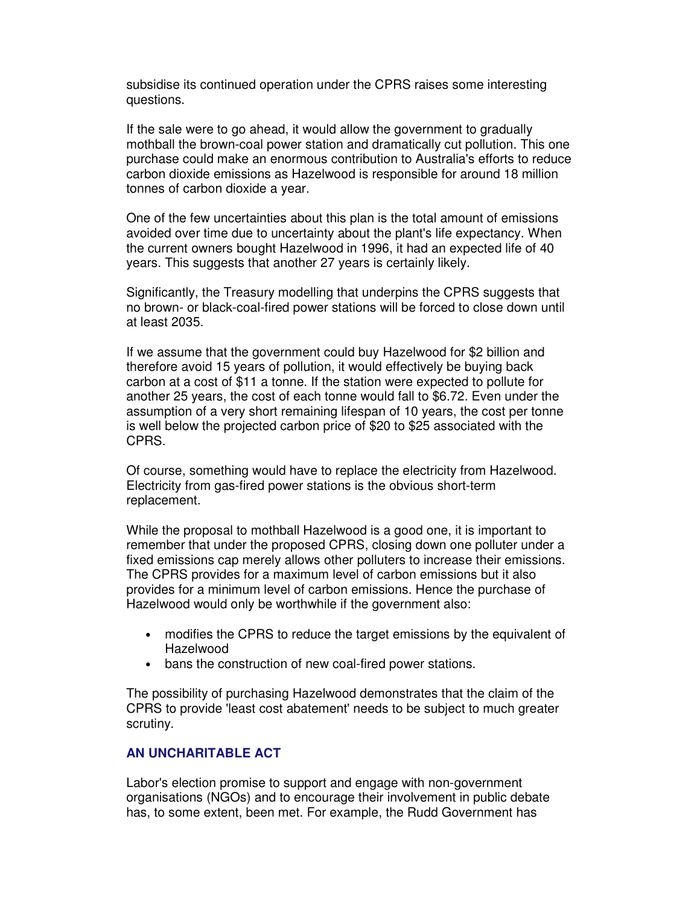subsidise its continued operation under the CPRS raises some interesting questions.

If the sale were to go ahead, it would allow the government to gradually mothball the brown-coal power station and dramatically cut pollution. This one purchase could make an enormous contribution to Australia's efforts to reduce carbon dioxide emissions as Hazelwood is responsible for around 18 million tonnes of carbon dioxide a year.

One of the few uncertainties about this plan is the total amount of emissions avoided over time due to uncertainty about the plant's life expectancy. When the current owners bought Hazelwood in 1996, it had an expected life of 40 years. This suggests that another 27 years is certainly likely.

Significantly, the Treasury modelling that underpins the CPRS suggests that no brown- or black-coal-fired power stations will be forced to close down until at least 2035.

If we assume that the government could buy Hazelwood for $2 billion and therefore avoid 15 years of pollution, it would effectively be buying back carbon at a cost of $11 a tonne. If the station were expected to pollute for another 25 years, the cost of each tonne would fall to $6.72. Even under the assumption of a very short remaining lifespan of 10 years, the cost per tonne is well below the projected carbon price of $20 to $25 associated with the CPRS.

Of course, something would have to replace the electricity from Hazelwood. Electricity from gas-fired power stations is the obvious short-term replacement.

While the proposal to mothball Hazelwood is a good one, it is important to remember that under the proposed CPRS, closing down one polluter under a fixed emissions cap merely allows other polluters to increase their emissions. The CPRS provides for a maximum level of carbon emissions but it also provides for a minimum level of carbon emissions. Hence the purchase of Hazelwood would only be worthwhile if the government also:

- modifies the CPRS to reduce the target emissions by the equivalent of Hazelwood
- bans the construction of new coal-fired power stations.

The possibility of purchasing Hazelwood demonstrates that the claim of the CPRS to provide 'least cost abatement' needs to be subject to much greater scrutiny.

## AN UNCHARITABLE ACT

Labor's election promise to support and engage with non-government organisations (NGOs) and to encourage their involvement in public debate has, to some extent, been met. For example, the Rudd Government has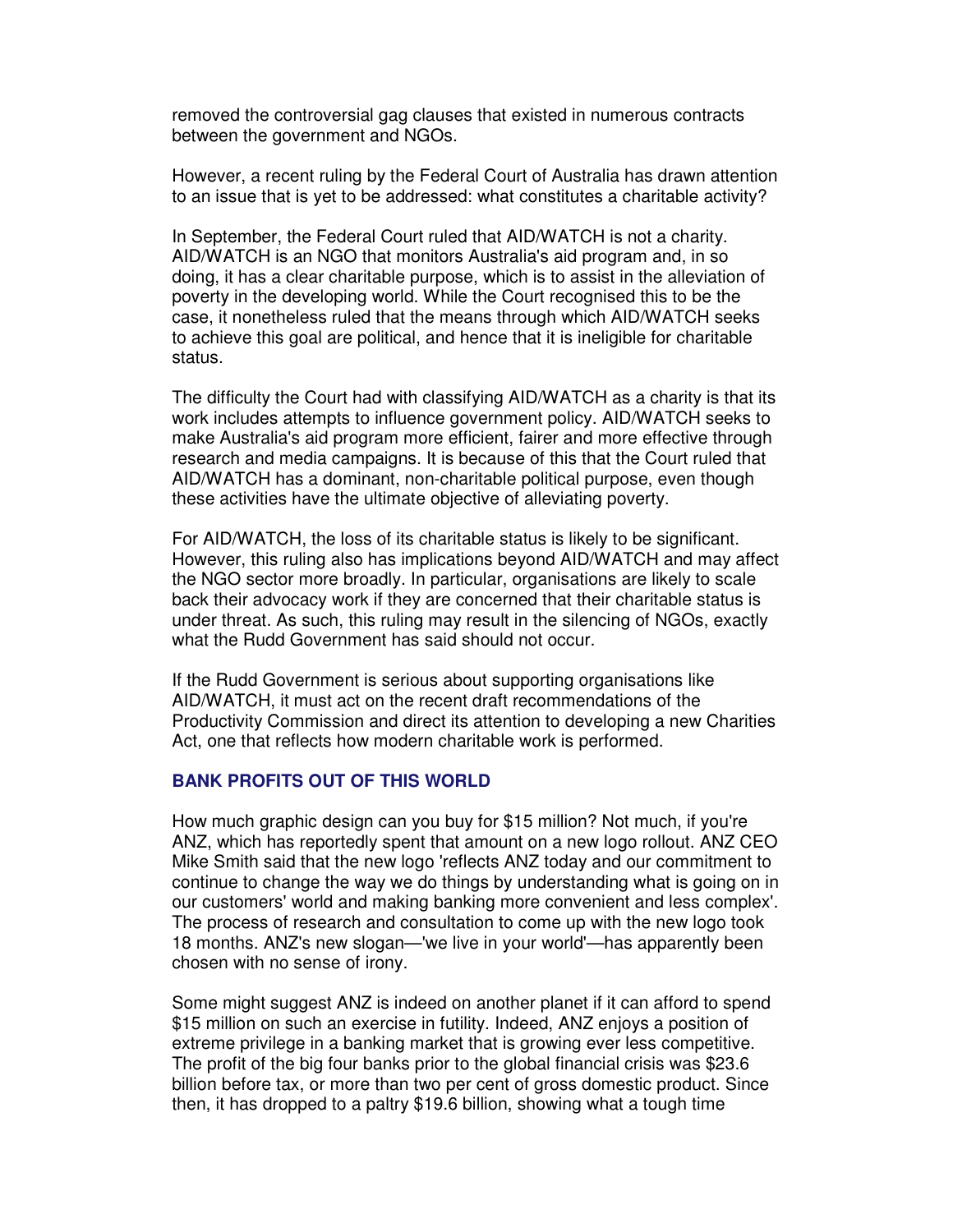removed the controversial gag clauses that existed in numerous contracts between the government and NGOs.

However, a recent ruling by the Federal Court of Australia has drawn attention to an issue that is yet to be addressed: what constitutes a charitable activity?

In September, the Federal Court ruled that AID/WATCH is not a charity. AID/WATCH is an NGO that monitors Australia's aid program and, in so doing, it has a clear charitable purpose, which is to assist in the alleviation of poverty in the developing world. While the Court recognised this to be the case, it nonetheless ruled that the means through which AID/WATCH seeks to achieve this goal are political, and hence that it is ineligible for charitable status.

The difficulty the Court had with classifying AID/WATCH as a charity is that its work includes attempts to influence government policy. AID/WATCH seeks to make Australia's aid program more efficient, fairer and more effective through research and media campaigns. It is because of this that the Court ruled that AID/WATCH has a dominant, non-charitable political purpose, even though these activities have the ultimate objective of alleviating poverty.

For AID/WATCH, the loss of its charitable status is likely to be significant. However, this ruling also has implications beyond AID/WATCH and may affect the NGO sector more broadly. In particular, organisations are likely to scale back their advocacy work if they are concerned that their charitable status is under threat. As such, this ruling may result in the silencing of NGOs, exactly what the Rudd Government has said should not occur.

If the Rudd Government is serious about supporting organisations like AID/WATCH, it must act on the recent draft recommendations of the Productivity Commission and direct its attention to developing a new Charities Act, one that reflects how modern charitable work is performed.

### BANK PROFITS OUT OF THIS WORLD

How much graphic design can you buy for $15 million? Not much, if you're ANZ, which has reportedly spent that amount on a new logo rollout. ANZ CEO Mike Smith said that the new logo 'reflects ANZ today and our commitment to continue to change the way we do things by understanding what is going on in our customers' world and making banking more convenient and less complex'. The process of research and consultation to come up with the new logo took 18 months. ANZ's new slogan—'we live in your world'—has apparently been chosen with no sense of irony.

Some might suggest ANZ is indeed on another planet if it can afford to spend $15 million on such an exercise in futility. Indeed, ANZ enjoys a position of extreme privilege in a banking market that is growing ever less competitive. The profit of the big four banks prior to the global financial crisis was $23.6 billion before tax, or more than two per cent of gross domestic product. Since then, it has dropped to a paltry $19.6 billion, showing what a tough time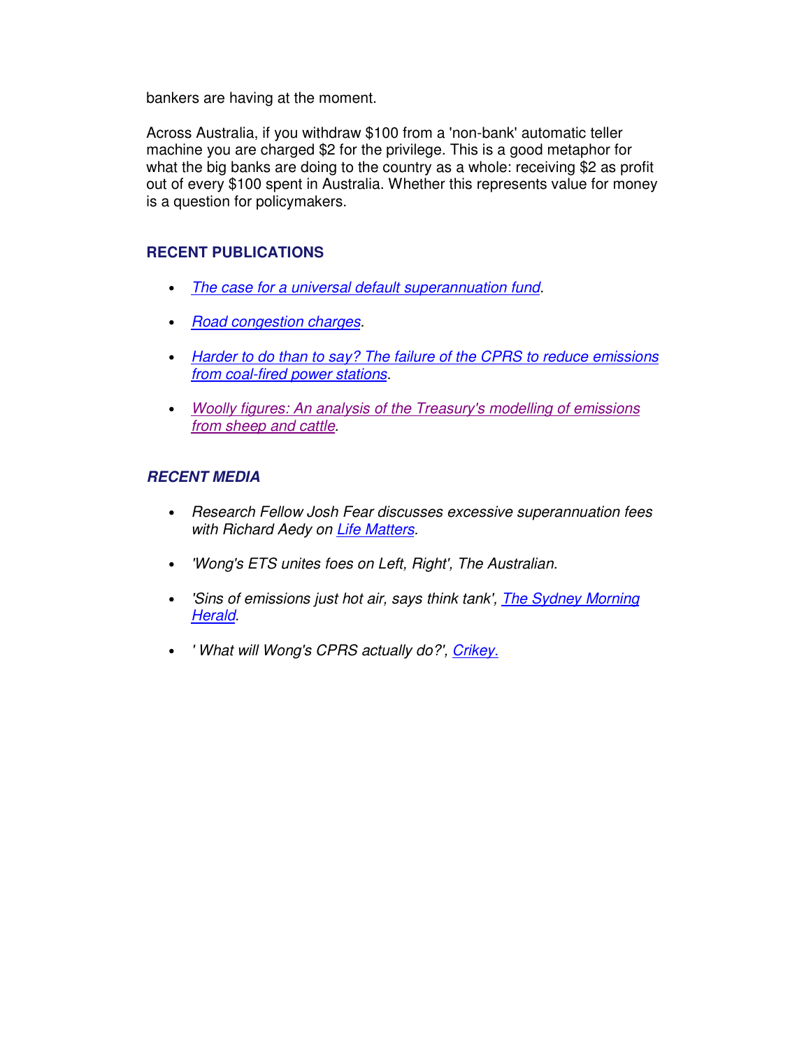bankers are having at the moment.

Across Australia, if you withdraw $100 from a 'non-bank' automatic teller machine you are charged $2 for the privilege. This is a good metaphor for what the big banks are doing to the country as a whole: receiving $2 as profit out of every $100 spent in Australia. Whether this represents value for money is a question for policymakers.

## RECENT PUBLICATIONS

- *The case for a universal default superannuation fund.*
- *Road congestion charges.*
- *Harder to do than to say? The failure of the CPRS to reduce emissions from coal-fired power stations.*
- *Woolly figures: An analysis of the Treasury's modelling of emissions from sheep and cattle.*

## *RECENT MEDIA*

- *Research Fellow Josh Fear discusses excessive superannuation fees with Richard Aedy on Life Matters.*
- *'Wong's ETS unites foes on Left, Right', The Australian.*
- *'Sins of emissions just hot air, says think tank', The Sydney Morning Herald.*
- *' What will Wong's CPRS actually do?', Crikey.*